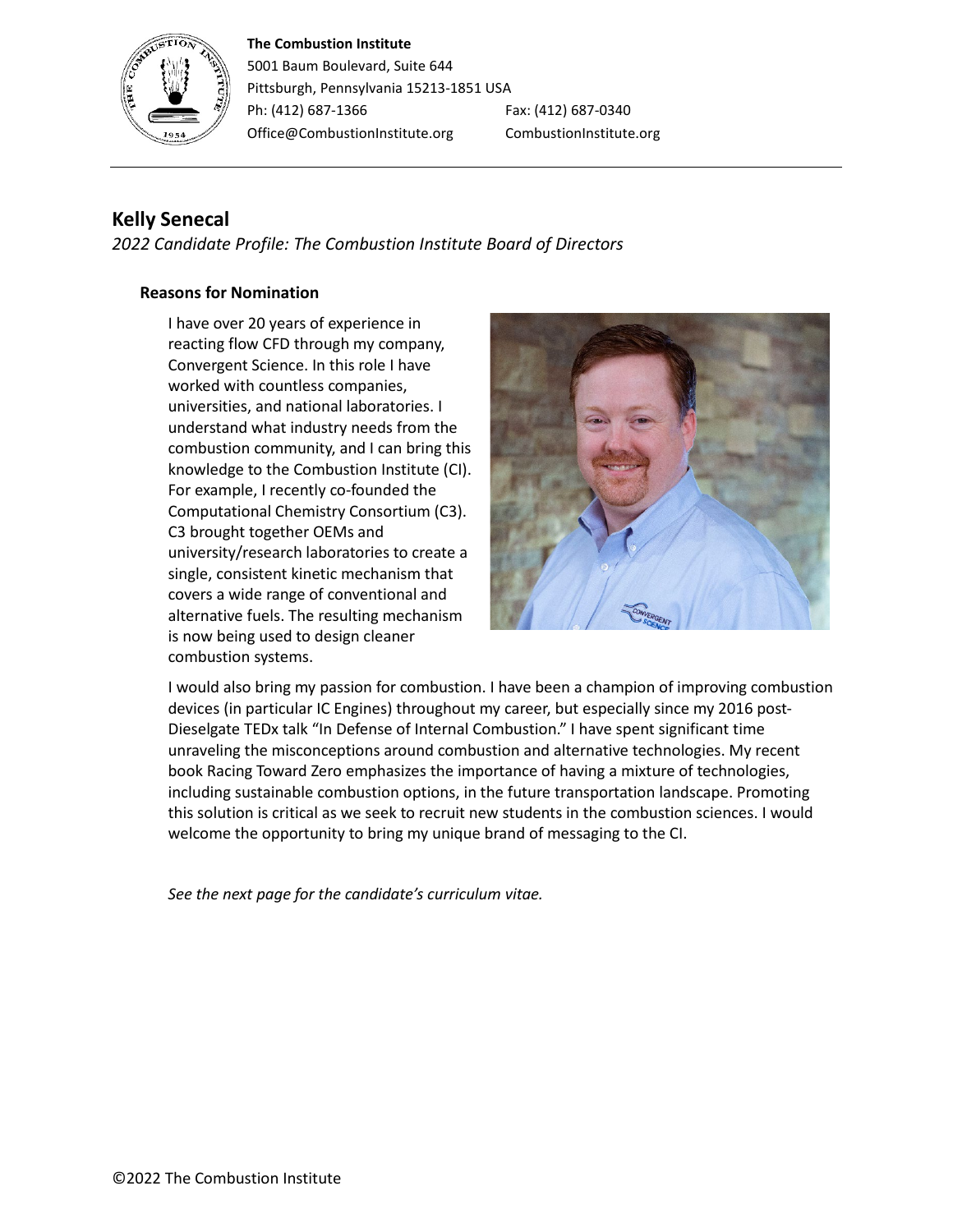**The Combustion Institute**
5001 Baum Boulevard, Suite 644
Pittsburgh, Pennsylvania 15213-1851 USA
Ph: (412) 687-1366 Fax: (412) 687-0340
Office@CombustionInstitute.org CombustionInstitute.org

## Kelly Senecal

*2022 Candidate Profile: The Combustion Institute Board of Directors*

### Reasons for Nomination

I have over 20 years of experience in reacting flow CFD through my company, Convergent Science. In this role I have worked with countless companies, universities, and national laboratories. I understand what industry needs from the combustion community, and I can bring this knowledge to the Combustion Institute (CI). For example, I recently co-founded the Computational Chemistry Consortium (C3). C3 brought together OEMs and university/research laboratories to create a single, consistent kinetic mechanism that covers a wide range of conventional and alternative fuels. The resulting mechanism is now being used to design cleaner combustion systems.

I would also bring my passion for combustion. I have been a champion of improving combustion devices (in particular IC Engines) throughout my career, but especially since my 2016 post-Dieselgate TEDx talk "In Defense of Internal Combustion." I have spent significant time unraveling the misconceptions around combustion and alternative technologies. My recent book Racing Toward Zero emphasizes the importance of having a mixture of technologies, including sustainable combustion options, in the future transportation landscape. Promoting this solution is critical as we seek to recruit new students in the combustion sciences. I would welcome the opportunity to bring my unique brand of messaging to the CI.

*See the next page for the candidate's curriculum vitae.*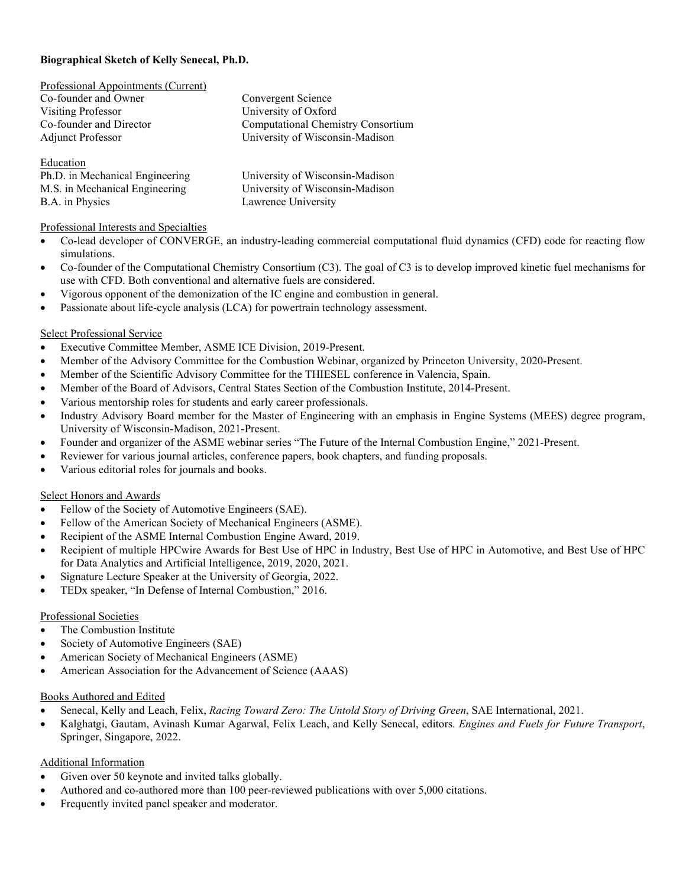**Biographical Sketch of Kelly Senecal, Ph.D.**

Professional Appointments (Current)

| | |
|---|---|
| Co-founder and Owner | Convergent Science |
| Visiting Professor | University of Oxford |
| Co-founder and Director | Computational Chemistry Consortium |
| Adjunct Professor | University of Wisconsin-Madison |

Education

| | |
|---|---|
| Ph.D. in Mechanical Engineering | University of Wisconsin-Madison |
| M.S. in Mechanical Engineering | University of Wisconsin-Madison |
| B.A. in Physics | Lawrence University |

Professional Interests and Specialties

- Co-lead developer of CONVERGE, an industry-leading commercial computational fluid dynamics (CFD) code for reacting flow simulations.
- Co-founder of the Computational Chemistry Consortium (C3). The goal of C3 is to develop improved kinetic fuel mechanisms for use with CFD. Both conventional and alternative fuels are considered.
- Vigorous opponent of the demonization of the IC engine and combustion in general.
- Passionate about life-cycle analysis (LCA) for powertrain technology assessment.

Select Professional Service

- Executive Committee Member, ASME ICE Division, 2019-Present.
- Member of the Advisory Committee for the Combustion Webinar, organized by Princeton University, 2020-Present.
- Member of the Scientific Advisory Committee for the THIESEL conference in Valencia, Spain.
- Member of the Board of Advisors, Central States Section of the Combustion Institute, 2014-Present.
- Various mentorship roles for students and early career professionals.
- Industry Advisory Board member for the Master of Engineering with an emphasis in Engine Systems (MEES) degree program, University of Wisconsin-Madison, 2021-Present.
- Founder and organizer of the ASME webinar series "The Future of the Internal Combustion Engine," 2021-Present.
- Reviewer for various journal articles, conference papers, book chapters, and funding proposals.
- Various editorial roles for journals and books.

Select Honors and Awards

- Fellow of the Society of Automotive Engineers (SAE).
- Fellow of the American Society of Mechanical Engineers (ASME).
- Recipient of the ASME Internal Combustion Engine Award, 2019.
- Recipient of multiple HPCwire Awards for Best Use of HPC in Industry, Best Use of HPC in Automotive, and Best Use of HPC for Data Analytics and Artificial Intelligence, 2019, 2020, 2021.
- Signature Lecture Speaker at the University of Georgia, 2022.
- TEDx speaker, "In Defense of Internal Combustion," 2016.

Professional Societies

- The Combustion Institute
- Society of Automotive Engineers (SAE)
- American Society of Mechanical Engineers (ASME)
- American Association for the Advancement of Science (AAAS)

Books Authored and Edited

- Senecal, Kelly and Leach, Felix, *Racing Toward Zero: The Untold Story of Driving Green*, SAE International, 2021.
- Kalghatgi, Gautam, Avinash Kumar Agarwal, Felix Leach, and Kelly Senecal, editors. *Engines and Fuels for Future Transport*, Springer, Singapore, 2022.

Additional Information

- Given over 50 keynote and invited talks globally.
- Authored and co-authored more than 100 peer-reviewed publications with over 5,000 citations.
- Frequently invited panel speaker and moderator.